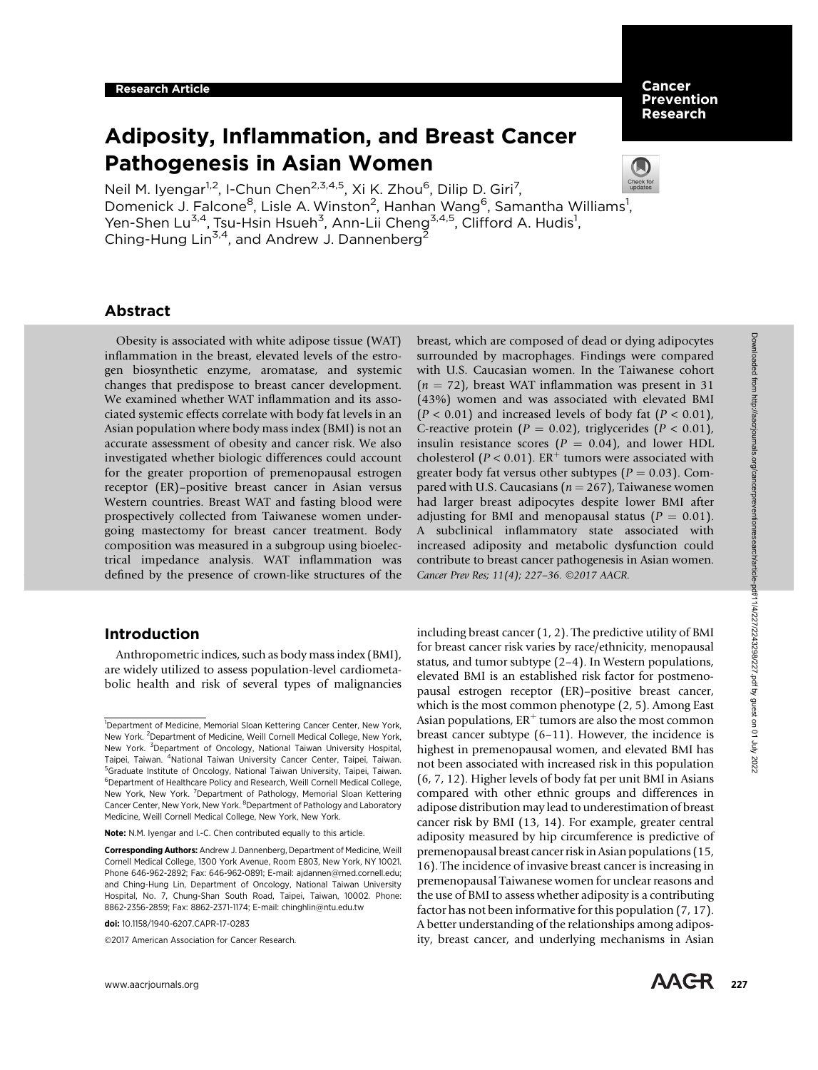Research Article

# Adiposity, Inflammation, and Breast Cancer Pathogenesis in Asian Women

Neil M. Iyengar[1,2], I-Chun Chen[2,3,4,5], Xi K. Zhou[6], Dilip D. Giri[7], Domenick J. Falcone[8], Lisle A. Winston[2], Hanhan Wang[6], Samantha Williams[1], Yen-Shen Lu[3,4], Tsu-Hsin Hsueh[3], Ann-Lii Cheng[3,4,5], Clifford A. Hudis[1], Ching-Hung Lin[3,4], and Andrew J. Dannenberg[2]

## Abstract

Obesity is associated with white adipose tissue (WAT) inflammation in the breast, elevated levels of the estrogen biosynthetic enzyme, aromatase, and systemic changes that predispose to breast cancer development. We examined whether WAT inflammation and its associated systemic effects correlate with body fat levels in an Asian population where body mass index (BMI) is not an accurate assessment of obesity and cancer risk. We also investigated whether biologic differences could account for the greater proportion of premenopausal estrogen receptor (ER)–positive breast cancer in Asian versus Western countries. Breast WAT and fasting blood were prospectively collected from Taiwanese women undergoing mastectomy for breast cancer treatment. Body composition was measured in a subgroup using bioelectrical impedance analysis. WAT inflammation was defined by the presence of crown-like structures of the breast, which are composed of dead or dying adipocytes surrounded by macrophages. Findings were compared with U.S. Caucasian women. In the Taiwanese cohort ($n = 72$), breast WAT inflammation was present in 31 (43%) women and was associated with elevated BMI ($P < 0.01$) and increased levels of body fat ($P < 0.01$), C-reactive protein ($P = 0.02$), triglycerides ($P < 0.01$), insulin resistance scores ($P = 0.04$), and lower HDL cholesterol ($P < 0.01$). $ER^+$ tumors were associated with greater body fat versus other subtypes ($P = 0.03$). Compared with U.S. Caucasians ($n = 267$), Taiwanese women had larger breast adipocytes despite lower BMI after adjusting for BMI and menopausal status ($P = 0.01$). A subclinical inflammatory state associated with increased adiposity and metabolic dysfunction could contribute to breast cancer pathogenesis in Asian women. *Cancer Prev Res; 11(4); 227–36. ©2017 AACR.*

## Introduction

Anthropometric indices, such as body mass index (BMI), are widely utilized to assess population-level cardiometabolic health and risk of several types of malignancies including breast cancer (1, 2). The predictive utility of BMI for breast cancer risk varies by race/ethnicity, menopausal status, and tumor subtype (2–4). In Western populations, elevated BMI is an established risk factor for postmenopausal estrogen receptor (ER)–positive breast cancer, which is the most common phenotype (2, 5). Among East Asian populations, $ER^+$ tumors are also the most common breast cancer subtype (6–11). However, the incidence is highest in premenopausal women, and elevated BMI has not been associated with increased risk in this population (6, 7, 12). Higher levels of body fat per unit BMI in Asians compared with other ethnic groups and differences in adipose distribution may lead to underestimation of breast cancer risk by BMI (13, 14). For example, greater central adiposity measured by hip circumference is predictive of premenopausal breast cancer risk in Asian populations (15, 16). The incidence of invasive breast cancer is increasing in premenopausal Taiwanese women for unclear reasons and the use of BMI to assess whether adiposity is a contributing factor has not been informative for this population (7, 17). A better understanding of the relationships among adiposity, breast cancer, and underlying mechanisms in Asian

---

[1]Department of Medicine, Memorial Sloan Kettering Cancer Center, New York, New York. [2]Department of Medicine, Weill Cornell Medical College, New York, New York. [3]Department of Oncology, National Taiwan University Hospital, Taipei, Taiwan. [4]National Taiwan University Cancer Center, Taipei, Taiwan. [5]Graduate Institute of Oncology, National Taiwan University, Taipei, Taiwan. [6]Department of Healthcare Policy and Research, Weill Cornell Medical College, New York, New York. [7]Department of Pathology, Memorial Sloan Kettering Cancer Center, New York, New York. [8]Department of Pathology and Laboratory Medicine, Weill Cornell Medical College, New York, New York.

**Note:** N.M. Iyengar and I.-C. Chen contributed equally to this article.

**Corresponding Authors:** Andrew J. Dannenberg, Department of Medicine, Weill Cornell Medical College, 1300 York Avenue, Room E803, New York, NY 10021. Phone 646-962-2892; Fax: 646-962-0891; E-mail: ajdannen@med.cornell.edu; and Ching-Hung Lin, Department of Oncology, National Taiwan University Hospital, No. 7, Chung-Shan South Road, Taipei, Taiwan, 10002. Phone: 8862-2356-2859; Fax: 8862-2371-1174; E-mail: chinghlin@ntu.edu.tw

doi: 10.1158/1940-6207.CAPR-17-0283

©2017 American Association for Cancer Research.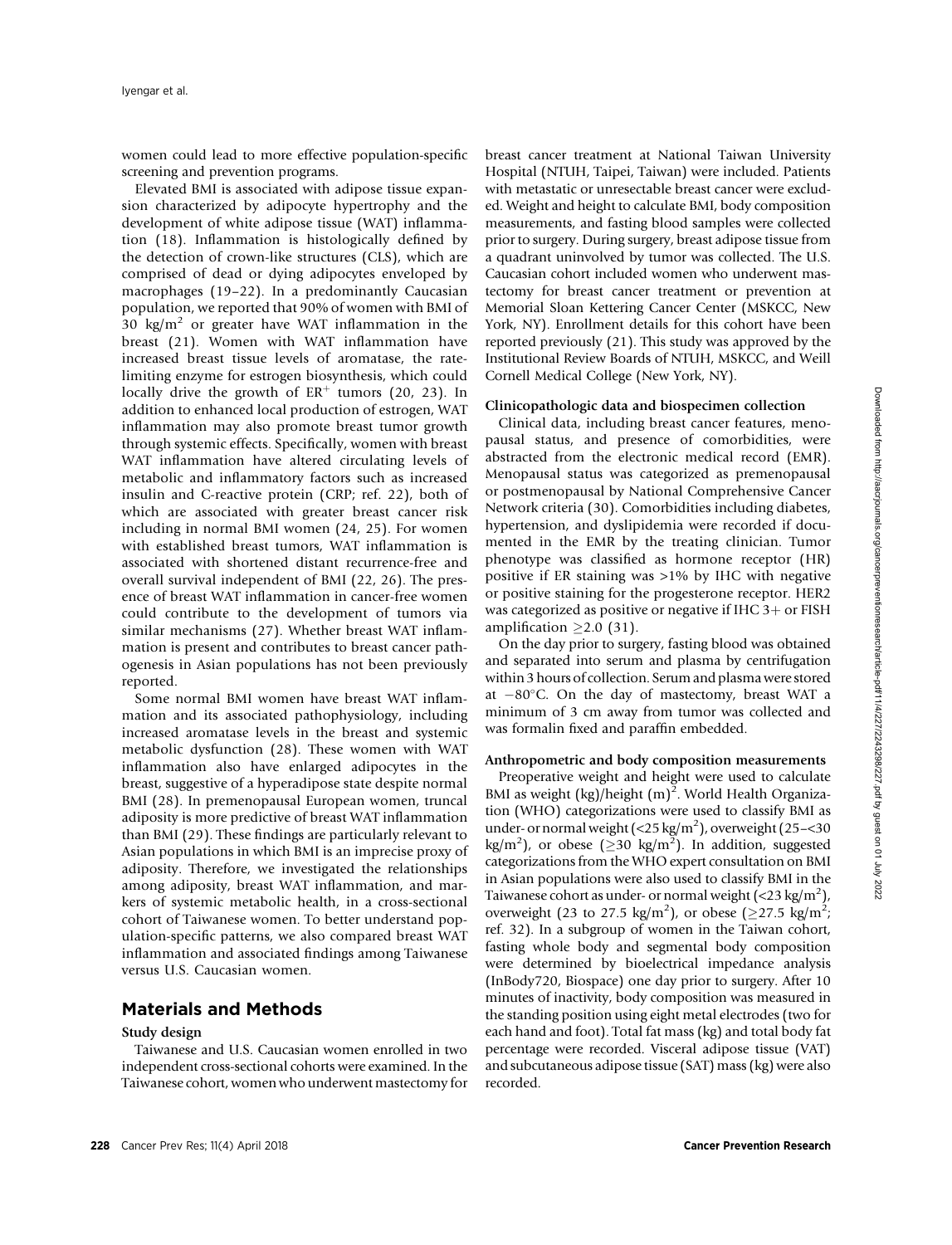women could lead to more effective population-specific screening and prevention programs.

Elevated BMI is associated with adipose tissue expansion characterized by adipocyte hypertrophy and the development of white adipose tissue (WAT) inflammation (18). Inflammation is histologically defined by the detection of crown-like structures (CLS), which are comprised of dead or dying adipocytes enveloped by macrophages (19–22). In a predominantly Caucasian population, we reported that 90% of women with BMI of 30 kg/m$^2$ or greater have WAT inflammation in the breast (21). Women with WAT inflammation have increased breast tissue levels of aromatase, the rate-limiting enzyme for estrogen biosynthesis, which could locally drive the growth of ER$^+$ tumors (20, 23). In addition to enhanced local production of estrogen, WAT inflammation may also promote breast tumor growth through systemic effects. Specifically, women with breast WAT inflammation have altered circulating levels of metabolic and inflammatory factors such as increased insulin and C-reactive protein (CRP; ref. 22), both of which are associated with greater breast cancer risk including in normal BMI women (24, 25). For women with established breast tumors, WAT inflammation is associated with shortened distant recurrence-free and overall survival independent of BMI (22, 26). The presence of breast WAT inflammation in cancer-free women could contribute to the development of tumors via similar mechanisms (27). Whether breast WAT inflammation is present and contributes to breast cancer pathogenesis in Asian populations has not been previously reported.

Some normal BMI women have breast WAT inflammation and its associated pathophysiology, including increased aromatase levels in the breast and systemic metabolic dysfunction (28). These women with WAT inflammation also have enlarged adipocytes in the breast, suggestive of a hyperadipose state despite normal BMI (28). In premenopausal European women, truncal adiposity is more predictive of breast WAT inflammation than BMI (29). These findings are particularly relevant to Asian populations in which BMI is an imprecise proxy of adiposity. Therefore, we investigated the relationships among adiposity, breast WAT inflammation, and markers of systemic metabolic health, in a cross-sectional cohort of Taiwanese women. To better understand population-specific patterns, we also compared breast WAT inflammation and associated findings among Taiwanese versus U.S. Caucasian women.

## Materials and Methods

### Study design

Taiwanese and U.S. Caucasian women enrolled in two independent cross-sectional cohorts were examined. In the Taiwanese cohort, women who underwent mastectomy for breast cancer treatment at National Taiwan University Hospital (NTUH, Taipei, Taiwan) were included. Patients with metastatic or unresectable breast cancer were excluded. Weight and height to calculate BMI, body composition measurements, and fasting blood samples were collected prior to surgery. During surgery, breast adipose tissue from a quadrant uninvolved by tumor was collected. The U.S. Caucasian cohort included women who underwent mastectomy for breast cancer treatment or prevention at Memorial Sloan Kettering Cancer Center (MSKCC, New York, NY). Enrollment details for this cohort have been reported previously (21). This study was approved by the Institutional Review Boards of NTUH, MSKCC, and Weill Cornell Medical College (New York, NY).

### Clinicopathologic data and biospecimen collection

Clinical data, including breast cancer features, menopausal status, and presence of comorbidities, were abstracted from the electronic medical record (EMR). Menopausal status was categorized as premenopausal or postmenopausal by National Comprehensive Cancer Network criteria (30). Comorbidities including diabetes, hypertension, and dyslipidemia were recorded if documented in the EMR by the treating clinician. Tumor phenotype was classified as hormone receptor (HR) positive if ER staining was >1% by IHC with negative or positive staining for the progesterone receptor. HER2 was categorized as positive or negative if IHC 3+ or FISH amplification $\geq$2.0 (31).

On the day prior to surgery, fasting blood was obtained and separated into serum and plasma by centrifugation within 3 hours of collection. Serum and plasma were stored at $-80$°C. On the day of mastectomy, breast WAT a minimum of 3 cm away from tumor was collected and was formalin fixed and paraffin embedded.

### Anthropometric and body composition measurements

Preoperative weight and height were used to calculate BMI as weight (kg)/height (m)$^2$. World Health Organization (WHO) categorizations were used to classify BMI as under- or normal weight (<25 kg/m$^2$), overweight (25–<30 kg/m$^2$), or obese ($\geq$30 kg/m$^2$). In addition, suggested categorizations from the WHO expert consultation on BMI in Asian populations were also used to classify BMI in the Taiwanese cohort as under- or normal weight (<23 kg/m$^2$), overweight (23 to 27.5 kg/m$^2$), or obese ($\geq$27.5 kg/m$^2$; ref. 32). In a subgroup of women in the Taiwan cohort, fasting whole body and segmental body composition were determined by bioelectrical impedance analysis (InBody720, Biospace) one day prior to surgery. After 10 minutes of inactivity, body composition was measured in the standing position using eight metal electrodes (two for each hand and foot). Total fat mass (kg) and total body fat percentage were recorded. Visceral adipose tissue (VAT) and subcutaneous adipose tissue (SAT) mass (kg) were also recorded.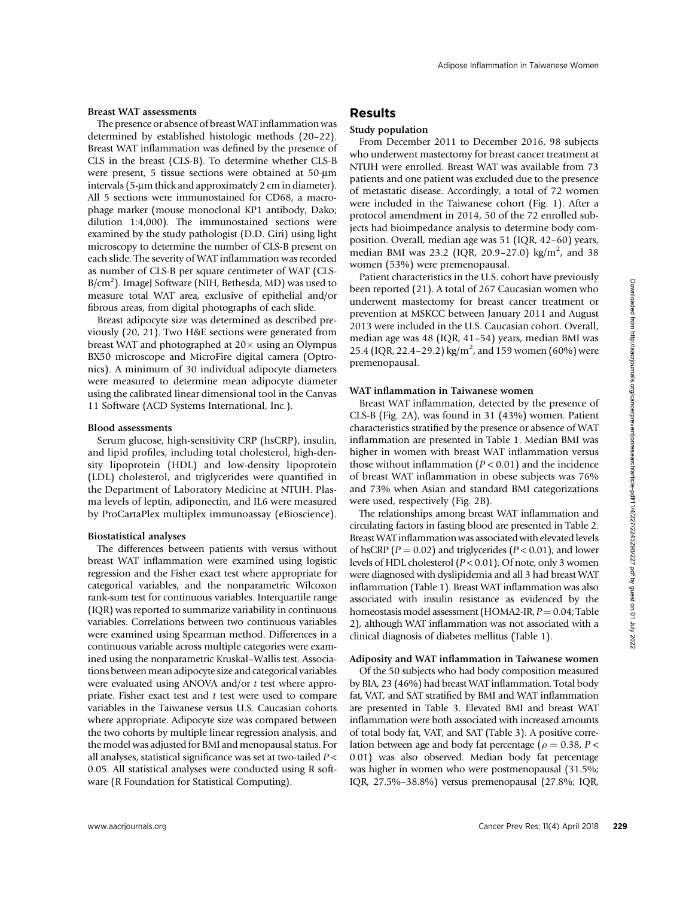### Breast WAT assessments

The presence or absence of breast WAT inflammation was determined by established histologic methods (20–22). Breast WAT inflammation was defined by the presence of CLS in the breast (CLS-B). To determine whether CLS-B were present, 5 tissue sections were obtained at 50-μm intervals (5-μm thick and approximately 2 cm in diameter). All 5 sections were immunostained for CD68, a macrophage marker (mouse monoclonal KP1 antibody, Dako; dilution 1:4,000). The immunostained sections were examined by the study pathologist (D.D. Giri) using light microscopy to determine the number of CLS-B present on each slide. The severity of WAT inflammation was recorded as number of CLS-B per square centimeter of WAT (CLS-B/$cm^2$). ImageJ Software (NIH, Bethesda, MD) was used to measure total WAT area, exclusive of epithelial and/or fibrous areas, from digital photographs of each slide.

Breast adipocyte size was determined as described previously (20, 21). Two H&E sections were generated from breast WAT and photographed at 20× using an Olympus BX50 microscope and MicroFire digital camera (Optronics). A minimum of 30 individual adipocyte diameters were measured to determine mean adipocyte diameter using the calibrated linear dimensional tool in the Canvas 11 Software (ACD Systems International, Inc.).

### Blood assessments

Serum glucose, high-sensitivity CRP (hsCRP), insulin, and lipid profiles, including total cholesterol, high-density lipoprotein (HDL) and low-density lipoprotein (LDL) cholesterol, and triglycerides were quantified in the Department of Laboratory Medicine at NTUH. Plasma levels of leptin, adiponectin, and IL6 were measured by ProCartaPlex multiplex immunoassay (eBioscience).

### Biostatistical analyses

The differences between patients with versus without breast WAT inflammation were examined using logistic regression and the Fisher exact test where appropriate for categorical variables, and the nonparametric Wilcoxon rank-sum test for continuous variables. Interquartile range (IQR) was reported to summarize variability in continuous variables. Correlations between two continuous variables were examined using Spearman method. Differences in a continuous variable across multiple categories were examined using the nonparametric Kruskal–Wallis test. Associations between mean adipocyte size and categorical variables were evaluated using ANOVA and/or *t* test where appropriate. Fisher exact test and *t* test were used to compare variables in the Taiwanese versus U.S. Caucasian cohorts where appropriate. Adipocyte size was compared between the two cohorts by multiple linear regression analysis, and the model was adjusted for BMI and menopausal status. For all analyses, statistical significance was set at two-tailed $P < 0.05$. All statistical analyses were conducted using R software (R Foundation for Statistical Computing).

## Results

### Study population

From December 2011 to December 2016, 98 subjects who underwent mastectomy for breast cancer treatment at NTUH were enrolled. Breast WAT was available from 73 patients and one patient was excluded due to the presence of metastatic disease. Accordingly, a total of 72 women were included in the Taiwanese cohort (Fig. 1). After a protocol amendment in 2014, 50 of the 72 enrolled subjects had bioimpedance analysis to determine body composition. Overall, median age was 51 (IQR, 42–60) years, median BMI was 23.2 (IQR, 20.9–27.0) kg/$m^2$, and 38 women (53%) were premenopausal.

Patient characteristics in the U.S. cohort have previously been reported (21). A total of 267 Caucasian women who underwent mastectomy for breast cancer treatment or prevention at MSKCC between January 2011 and August 2013 were included in the U.S. Caucasian cohort. Overall, median age was 48 (IQR, 41–54) years, median BMI was 25.4 (IQR, 22.4–29.2) kg/$m^2$, and 159 women (60%) were premenopausal.

### WAT inflammation in Taiwanese women

Breast WAT inflammation, detected by the presence of CLS-B (Fig. 2A), was found in 31 (43%) women. Patient characteristics stratified by the presence or absence of WAT inflammation are presented in Table 1. Median BMI was higher in women with breast WAT inflammation versus those without inflammation ($P < 0.01$) and the incidence of breast WAT inflammation in obese subjects was 76% and 73% when Asian and standard BMI categorizations were used, respectively (Fig. 2B).

The relationships among breast WAT inflammation and circulating factors in fasting blood are presented in Table 2. Breast WAT inflammation was associated with elevated levels of hsCRP ($P = 0.02$) and triglycerides ($P < 0.01$), and lower levels of HDL cholesterol ($P < 0.01$). Of note, only 3 women were diagnosed with dyslipidemia and all 3 had breast WAT inflammation (Table 1). Breast WAT inflammation was also associated with insulin resistance as evidenced by the homeostasis model assessment (HOMA2-IR, $P = 0.04$; Table 2), although WAT inflammation was not associated with a clinical diagnosis of diabetes mellitus (Table 1).

### Adiposity and WAT inflammation in Taiwanese women

Of the 50 subjects who had body composition measured by BIA, 23 (46%) had breast WAT inflammation. Total body fat, VAT, and SAT stratified by BMI and WAT inflammation are presented in Table 3. Elevated BMI and breast WAT inflammation were both associated with increased amounts of total body fat, VAT, and SAT (Table 3). A positive correlation between age and body fat percentage ($\rho = 0.38$, $P < 0.01$) was also observed. Median body fat percentage was higher in women who were postmenopausal (31.5%; IQR, 27.5%–38.8%) versus premenopausal (27.8%; IQR,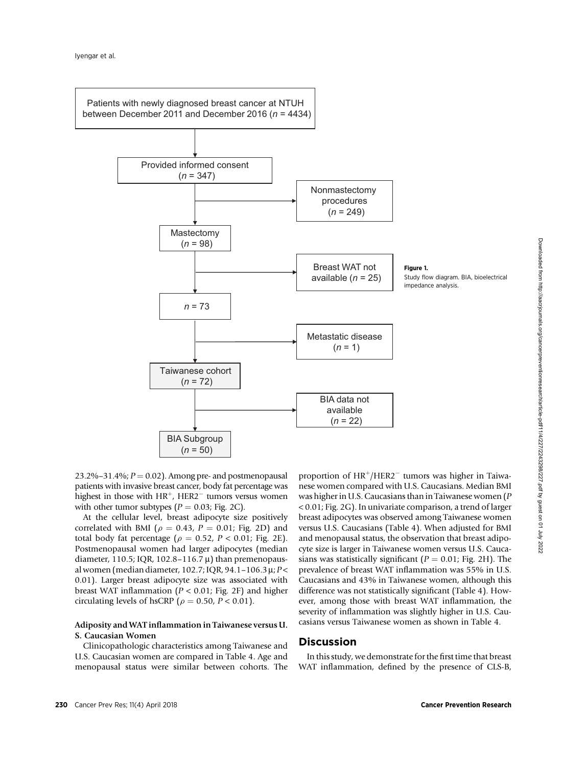Patients with newly diagnosed breast cancer at NTUH between December 2011 and December 2016 ($n$ = 4434)

Provided informed consent ($n$ = 347)

Nonmastectomy procedures ($n$ = 249)

Mastectomy ($n$ = 98)

Breast WAT not available ($n$ = 25)

$n$ = 73

Metastatic disease ($n$ = 1)

Taiwanese cohort ($n$ = 72)

BIA data not available ($n$ = 22)

BIA Subgroup ($n$ = 50)

**Figure 1.**
Study flow diagram. BIA, bioelectrical impedance analysis.

23.2%–31.4%; $P = 0.02$). Among pre- and postmenopausal patients with invasive breast cancer, body fat percentage was highest in those with HR$^+$, HER2$^-$ tumors versus women with other tumor subtypes ($P = 0.03$; Fig. 2C).

At the cellular level, breast adipocyte size positively correlated with BMI ($\rho = 0.43$, $P = 0.01$; Fig. 2D) and total body fat percentage ($\rho = 0.52$, $P < 0.01$; Fig. 2E). Postmenopausal women had larger adipocytes (median diameter, 110.5; IQR, 102.8–116.7 μ) than premenopausal women (median diameter, 102.7; IQR, 94.1–106.3 μ; $P < 0.01$). Larger breast adipocyte size was associated with breast WAT inflammation ($P < 0.01$; Fig. 2F) and higher circulating levels of hsCRP ($\rho = 0.50$, $P < 0.01$).

### Adiposity and WAT inflammation in Taiwanese versus U.S. Caucasian Women

Clinicopathologic characteristics among Taiwanese and U.S. Caucasian women are compared in Table 4. Age and menopausal status were similar between cohorts. The proportion of HR$^+$/HER2$^-$ tumors was higher in Taiwanese women compared with U.S. Caucasians. Median BMI was higher in U.S. Caucasians than in Taiwanese women ($P < 0.01$; Fig. 2G). In univariate comparison, a trend of larger breast adipocytes was observed among Taiwanese women versus U.S. Caucasians (Table 4). When adjusted for BMI and menopausal status, the observation that breast adipocyte size is larger in Taiwanese women versus U.S. Caucasians was statistically significant ($P = 0.01$; Fig. 2H). The prevalence of breast WAT inflammation was 55% in U.S. Caucasians and 43% in Taiwanese women, although this difference was not statistically significant (Table 4). However, among those with breast WAT inflammation, the severity of inflammation was slightly higher in U.S. Caucasians versus Taiwanese women as shown in Table 4.

## Discussion

In this study, we demonstrate for the first time that breast WAT inflammation, defined by the presence of CLS-B,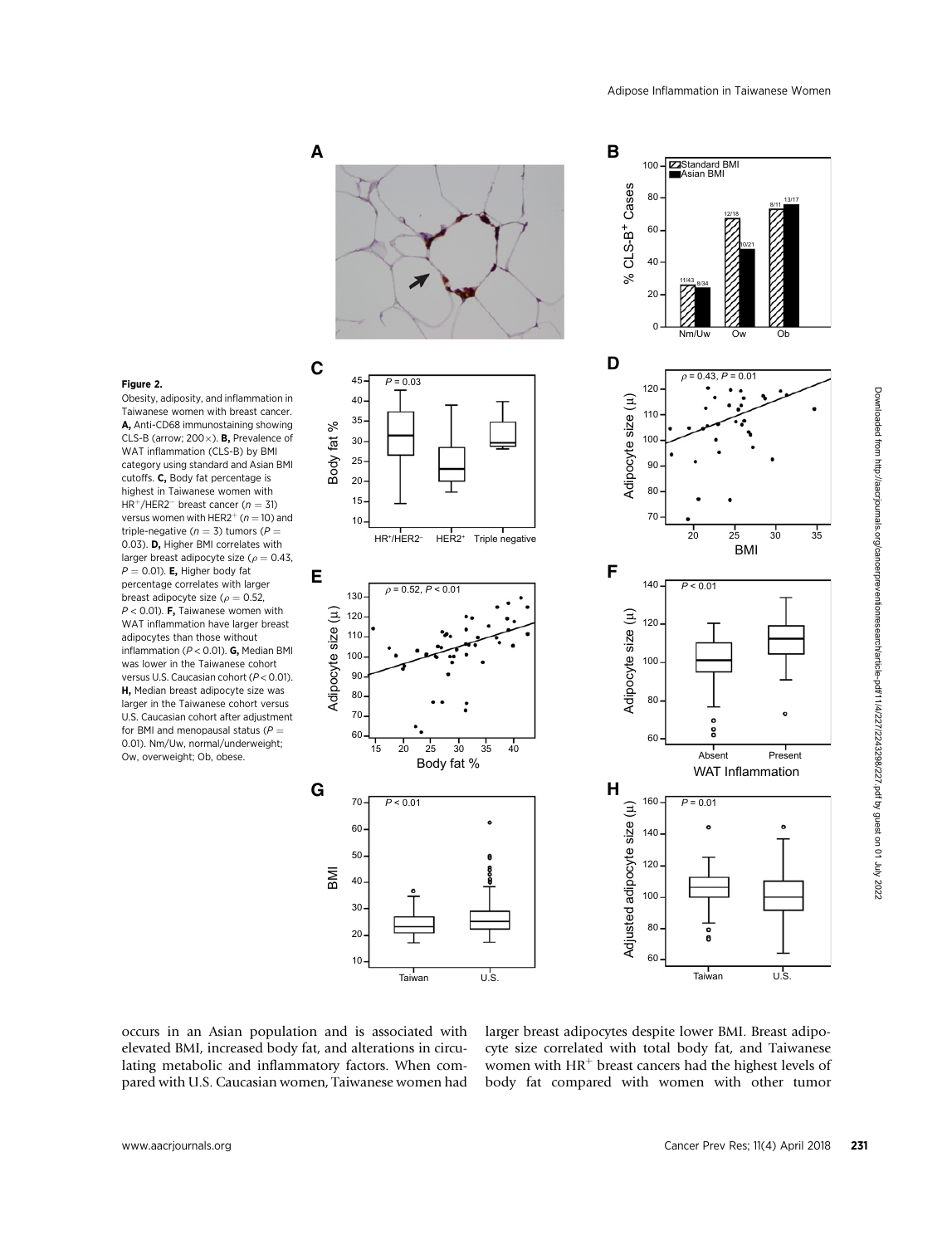**Figure 2.**

Obesity, adiposity, and inflammation in Taiwanese women with breast cancer. **A,** Anti-CD68 immunostaining showing CLS-B (arrow; 200×). **B,** Prevalence of WAT inflammation (CLS-B) by BMI category using standard and Asian BMI cutoffs. **C,** Body fat percentage is highest in Taiwanese women with $HR^+/HER2^-$ breast cancer ($n = 31$) versus women with $HER2^+$ ($n = 10$) and triple-negative ($n = 3$) tumors ($P = 0.03$). **D,** Higher BMI correlates with larger breast adipocyte size ($\rho = 0.43$, $P = 0.01$). **E,** Higher body fat percentage correlates with larger breast adipocyte size ($\rho = 0.52$, $P < 0.01$). **F,** Taiwanese women with WAT inflammation have larger breast adipocytes than those without inflammation ($P < 0.01$). **G,** Median BMI was lower in the Taiwanese cohort versus U.S. Caucasian cohort ($P < 0.01$). **H,** Median breast adipocyte size was larger in the Taiwanese cohort versus U.S. Caucasian cohort after adjustment for BMI and menopausal status ($P = 0.01$). Nm/Uw, normal/underweight; Ow, overweight; Ob, obese.

occurs in an Asian population and is associated with elevated BMI, increased body fat, and alterations in circulating metabolic and inflammatory factors. When compared with U.S. Caucasian women, Taiwanese women had larger breast adipocytes despite lower BMI. Breast adipocyte size correlated with total body fat, and Taiwanese women with $HR^+$ breast cancers had the highest levels of body fat compared with women with other tumor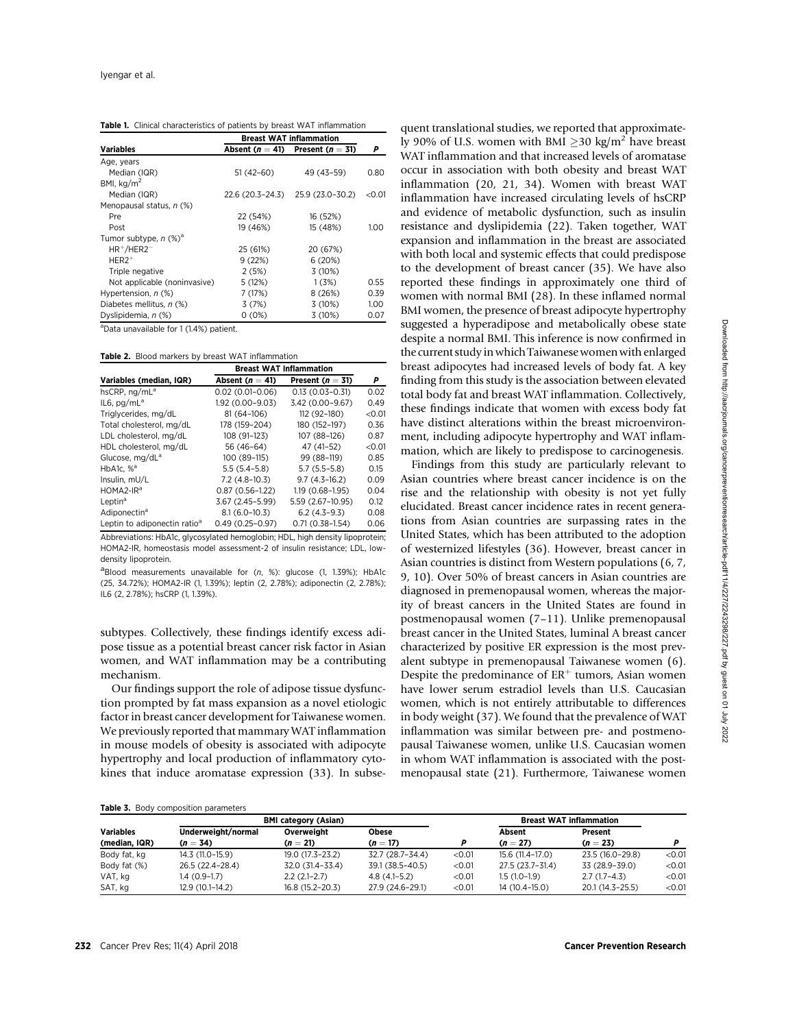**Table 1.** Clinical characteristics of patients by breast WAT inflammation

| Variables | Breast WAT inflammation | | |
|---|---|---|---|
| | Absent ($n = 41$) | Present ($n = 31$) | $P$ |
| Age, years | | | |
| Median (IQR) | 51 (42–60) | 49 (43–59) | 0.80 |
| BMI, kg/m$^2$ | | | |
| Median (IQR) | 22.6 (20.3–24.3) | 25.9 (23.0–30.2) | <0.01 |
| Menopausal status, n (%) | | | |
| Pre | 22 (54%) | 16 (52%) | |
| Post | 19 (46%) | 15 (48%) | 1.00 |
| Tumor subtype, n (%)[a] | | | |
| HR$^+$/HER2$^-$ | 25 (61%) | 20 (67%) | |
| HER2$^+$ | 9 (22%) | 6 (20%) | |
| Triple negative | 2 (5%) | 3 (10%) | |
| Not applicable (noninvasive) | 5 (12%) | 1 (3%) | 0.55 |
| Hypertension, n (%) | 7 (17%) | 8 (26%) | 0.39 |
| Diabetes mellitus, n (%) | 3 (7%) | 3 (10%) | 1.00 |
| Dyslipidemia, n (%) | 0 (0%) | 3 (10%) | 0.07 |

[a]Data unavailable for 1 (1.4%) patient.

**Table 2.** Blood markers by breast WAT inflammation

| Variables (median, IQR) | Breast WAT Inflammation | | |
|---|---|---|---|
| | Absent ($n = 41$) | Present ($n = 31$) | $P$ |
| hsCRP, ng/mL[a] | 0.02 (0.01–0.06) | 0.13 (0.03–0.31) | 0.02 |
| IL6, pg/mL[a] | 1.92 (0.00–9.03) | 3.42 (0.00–9.67) | 0.49 |
| Triglycerides, mg/dL | 81 (64–106) | 112 (92–180) | <0.01 |
| Total cholesterol, mg/dL | 178 (159–204) | 180 (152–197) | 0.36 |
| LDL cholesterol, mg/dL | 108 (91–123) | 107 (88–126) | 0.87 |
| HDL cholesterol, mg/dL | 56 (46–64) | 47 (41–52) | <0.01 |
| Glucose, mg/dL[a] | 100 (89–115) | 99 (88–119) | 0.85 |
| HbA1c, %[a] | 5.5 (5.4–5.8) | 5.7 (5.5–5.8) | 0.15 |
| Insulin, mU/L | 7.2 (4.8–10.3) | 9.7 (4.3–16.2) | 0.09 |
| HOMA2-IR[a] | 0.87 (0.56–1.22) | 1.19 (0.68–1.95) | 0.04 |
| Leptin[a] | 3.67 (2.45–5.99) | 5.59 (2.67–10.95) | 0.12 |
| Adiponectin[a] | 8.1 (6.0–10.3) | 6.2 (4.3–9.3) | 0.08 |
| Leptin to adiponectin ratio[a] | 0.49 (0.25–0.97) | 0.71 (0.38–1.54) | 0.06 |

Abbreviations: HbA1c, glycosylated hemoglobin; HDL, high density lipoprotein; HOMA2-IR, homeostasis model assessment-2 of insulin resistance; LDL, low-density lipoprotein.

[a]Blood measurements unavailable for (n, %): glucose (1, 1.39%); HbA1c (25, 34.72%); HOMA2-IR (1, 1.39%); leptin (2, 2.78%); adiponectin (2, 2.78%); IL6 (2, 2.78%); hsCRP (1, 1.39%).

subtypes. Collectively, these findings identify excess adipose tissue as a potential breast cancer risk factor in Asian women, and WAT inflammation may be a contributing mechanism.

Our findings support the role of adipose tissue dysfunction prompted by fat mass expansion as a novel etiologic factor in breast cancer development for Taiwanese women. We previously reported that mammary WAT inflammation in mouse models of obesity is associated with adipocyte hypertrophy and local production of inflammatory cytokines that induce aromatase expression (33). In subsequent translational studies, we reported that approximately 90% of U.S. women with BMI $\geq$30 kg/m$^2$ have breast WAT inflammation and that increased levels of aromatase occur in association with both obesity and breast WAT inflammation (20, 21, 34). Women with breast WAT inflammation have increased circulating levels of hsCRP and evidence of metabolic dysfunction, such as insulin resistance and dyslipidemia (22). Taken together, WAT expansion and inflammation in the breast are associated with both local and systemic effects that could predispose to the development of breast cancer (35). We have also reported these findings in approximately one third of women with normal BMI (28). In these inflamed normal BMI women, the presence of breast adipocyte hypertrophy suggested a hyperadipose and metabolically obese state despite a normal BMI. This inference is now confirmed in the current study in which Taiwanese women with enlarged breast adipocytes had increased levels of body fat. A key finding from this study is the association between elevated total body fat and breast WAT inflammation. Collectively, these findings indicate that women with excess body fat have distinct alterations within the breast microenvironment, including adipocyte hypertrophy and WAT inflammation, which are likely to predispose to carcinogenesis.

Findings from this study are particularly relevant to Asian countries where breast cancer incidence is on the rise and the relationship with obesity is not yet fully elucidated. Breast cancer incidence rates in recent generations from Asian countries are surpassing rates in the United States, which has been attributed to the adoption of westernized lifestyles (36). However, breast cancer in Asian countries is distinct from Western populations (6, 7, 9, 10). Over 50% of breast cancers in Asian countries are diagnosed in premenopausal women, whereas the majority of breast cancers in the United States are found in postmenopausal women (7–11). Unlike premenopausal breast cancer in the United States, luminal A breast cancer characterized by positive ER expression is the most prevalent subtype in premenopausal Taiwanese women (6). Despite the predominance of ER$^+$ tumors, Asian women have lower serum estradiol levels than U.S. Caucasian women, which is not entirely attributable to differences in body weight (37). We found that the prevalence of WAT inflammation was similar between pre- and postmenopausal Taiwanese women, unlike U.S. Caucasian women in whom WAT inflammation is associated with the postmenopausal state (21). Furthermore, Taiwanese women

**Table 3.** Body composition parameters

| Variables (median, IQR) | BMI category (Asian) | | | | Breast WAT inflammation | | |
|---|---|---|---|---|---|---|---|
| | Underweight/normal ($n = 34$) | Overweight ($n = 21$) | Obese ($n = 17$) | $P$ | Absent ($n = 27$) | Present ($n = 23$) | $P$ |
| Body fat, kg | 14.3 (11.0–15.9) | 19.0 (17.3–23.2) | 32.7 (28.7–34.4) | <0.01 | 15.6 (11.4–17.0) | 23.5 (16.0–29.8) | <0.01 |
| Body fat (%) | 26.5 (22.4–28.4) | 32.0 (31.4–33.4) | 39.1 (38.5–40.5) | <0.01 | 27.5 (23.7–31.4) | 33 (28.9–39.0) | <0.01 |
| VAT, kg | 1.4 (0.9–1.7) | 2.2 (2.1–2.7) | 4.8 (4.1–5.2) | <0.01 | 1.5 (1.0–1.9) | 2.7 (1.7–4.3) | <0.01 |
| SAT, kg | 12.9 (10.1–14.2) | 16.8 (15.2–20.3) | 27.9 (24.6–29.1) | <0.01 | 14 (10.4–15.0) | 20.1 (14.3–25.5) | <0.01 |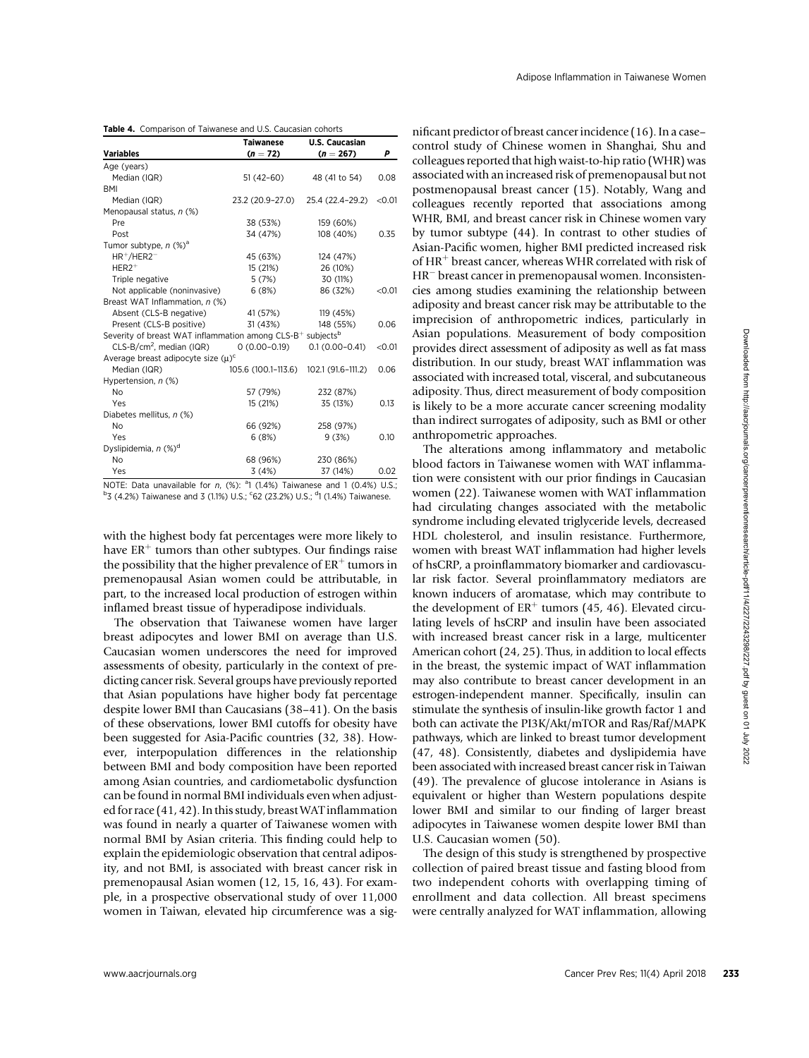**Table 4.** Comparison of Taiwanese and U.S. Caucasian cohorts

| Variables | Taiwanese ($n = 72$) | U.S. Caucasian ($n = 267$) | P |
|---|---|---|---|
| Age (years) | | | |
| Median (IQR) | 51 (42–60) | 48 (41 to 54) | 0.08 |
| BMI | | | |
| Median (IQR) | 23.2 (20.9–27.0) | 25.4 (22.4–29.2) | <0.01 |
| Menopausal status, n (%) | | | |
| Pre | 38 (53%) | 159 (60%) | |
| Post | 34 (47%) | 108 (40%) | 0.35 |
| Tumor subtype, n (%)[a] | | | |
| $HR^+$/$HER2^-$ | 45 (63%) | 124 (47%) | |
| $HER2^+$ | 15 (21%) | 26 (10%) | |
| Triple negative | 5 (7%) | 30 (11%) | |
| Not applicable (noninvasive) | 6 (8%) | 86 (32%) | <0.01 |
| Breast WAT Inflammation, n (%) | | | |
| Absent (CLS-B negative) | 41 (57%) | 119 (45%) | |
| Present (CLS-B positive) | 31 (43%) | 148 (55%) | 0.06 |
| Severity of breast WAT inflammation among CLS-$B^+$ subjects[b] | | | |
| CLS-B/$cm^2$, median (IQR) | 0 (0.00–0.19) | 0.1 (0.00–0.41) | <0.01 |
| Average breast adipocyte size (μ)[c] | | | |
| Median (IQR) | 105.6 (100.1–113.6) | 102.1 (91.6–111.2) | 0.06 |
| Hypertension, n (%) | | | |
| No | 57 (79%) | 232 (87%) | |
| Yes | 15 (21%) | 35 (13%) | 0.13 |
| Diabetes mellitus, n (%) | | | |
| No | 66 (92%) | 258 (97%) | |
| Yes | 6 (8%) | 9 (3%) | 0.10 |
| Dyslipidemia, n (%)[d] | | | |
| No | 68 (96%) | 230 (86%) | |
| Yes | 3 (4%) | 37 (14%) | 0.02 |

NOTE: Data unavailable for n, (%): [a]1 (1.4%) Taiwanese and 1 (0.4%) U.S.; [b]3 (4.2%) Taiwanese and 3 (1.1%) U.S.; [c]62 (23.2%) U.S.; [d]1 (1.4%) Taiwanese.

with the highest body fat percentages were more likely to have $ER^+$ tumors than other subtypes. Our findings raise the possibility that the higher prevalence of $ER^+$ tumors in premenopausal Asian women could be attributable, in part, to the increased local production of estrogen within inflamed breast tissue of hyperadipose individuals.

The observation that Taiwanese women have larger breast adipocytes and lower BMI on average than U.S. Caucasian women underscores the need for improved assessments of obesity, particularly in the context of predicting cancer risk. Several groups have previously reported that Asian populations have higher body fat percentage despite lower BMI than Caucasians (38–41). On the basis of these observations, lower BMI cutoffs for obesity have been suggested for Asia-Pacific countries (32, 38). However, interpopulation differences in the relationship between BMI and body composition have been reported among Asian countries, and cardiometabolic dysfunction can be found in normal BMI individuals even when adjusted for race (41, 42). In this study, breast WAT inflammation was found in nearly a quarter of Taiwanese women with normal BMI by Asian criteria. This finding could help to explain the epidemiologic observation that central adiposity, and not BMI, is associated with breast cancer risk in premenopausal Asian women (12, 15, 16, 43). For example, in a prospective observational study of over 11,000 women in Taiwan, elevated hip circumference was a significant predictor of breast cancer incidence (16). In a case–control study of Chinese women in Shanghai, Shu and colleagues reported that high waist-to-hip ratio (WHR) was associated with an increased risk of premenopausal but not postmenopausal breast cancer (15). Notably, Wang and colleagues recently reported that associations among WHR, BMI, and breast cancer risk in Chinese women vary by tumor subtype (44). In contrast to other studies of Asian-Pacific women, higher BMI predicted increased risk of $HR^+$ breast cancer, whereas WHR correlated with risk of $HR^-$ breast cancer in premenopausal women. Inconsistencies among studies examining the relationship between adiposity and breast cancer risk may be attributable to the imprecision of anthropometric indices, particularly in Asian populations. Measurement of body composition provides direct assessment of adiposity as well as fat mass distribution. In our study, breast WAT inflammation was associated with increased total, visceral, and subcutaneous adiposity. Thus, direct measurement of body composition is likely to be a more accurate cancer screening modality than indirect surrogates of adiposity, such as BMI or other anthropometric approaches.

The alterations among inflammatory and metabolic blood factors in Taiwanese women with WAT inflammation were consistent with our prior findings in Caucasian women (22). Taiwanese women with WAT inflammation had circulating changes associated with the metabolic syndrome including elevated triglyceride levels, decreased HDL cholesterol, and insulin resistance. Furthermore, women with breast WAT inflammation had higher levels of hsCRP, a proinflammatory biomarker and cardiovascular risk factor. Several proinflammatory mediators are known inducers of aromatase, which may contribute to the development of $ER^+$ tumors (45, 46). Elevated circulating levels of hsCRP and insulin have been associated with increased breast cancer risk in a large, multicenter American cohort (24, 25). Thus, in addition to local effects in the breast, the systemic impact of WAT inflammation may also contribute to breast cancer development in an estrogen-independent manner. Specifically, insulin can stimulate the synthesis of insulin-like growth factor 1 and both can activate the PI3K/Akt/mTOR and Ras/Raf/MAPK pathways, which are linked to breast tumor development (47, 48). Consistently, diabetes and dyslipidemia have been associated with increased breast cancer risk in Taiwan (49). The prevalence of glucose intolerance in Asians is equivalent or higher than Western populations despite lower BMI and similar to our finding of larger breast adipocytes in Taiwanese women despite lower BMI than U.S. Caucasian women (50).

The design of this study is strengthened by prospective collection of paired breast tissue and fasting blood from two independent cohorts with overlapping timing of enrollment and data collection. All breast specimens were centrally analyzed for WAT inflammation, allowing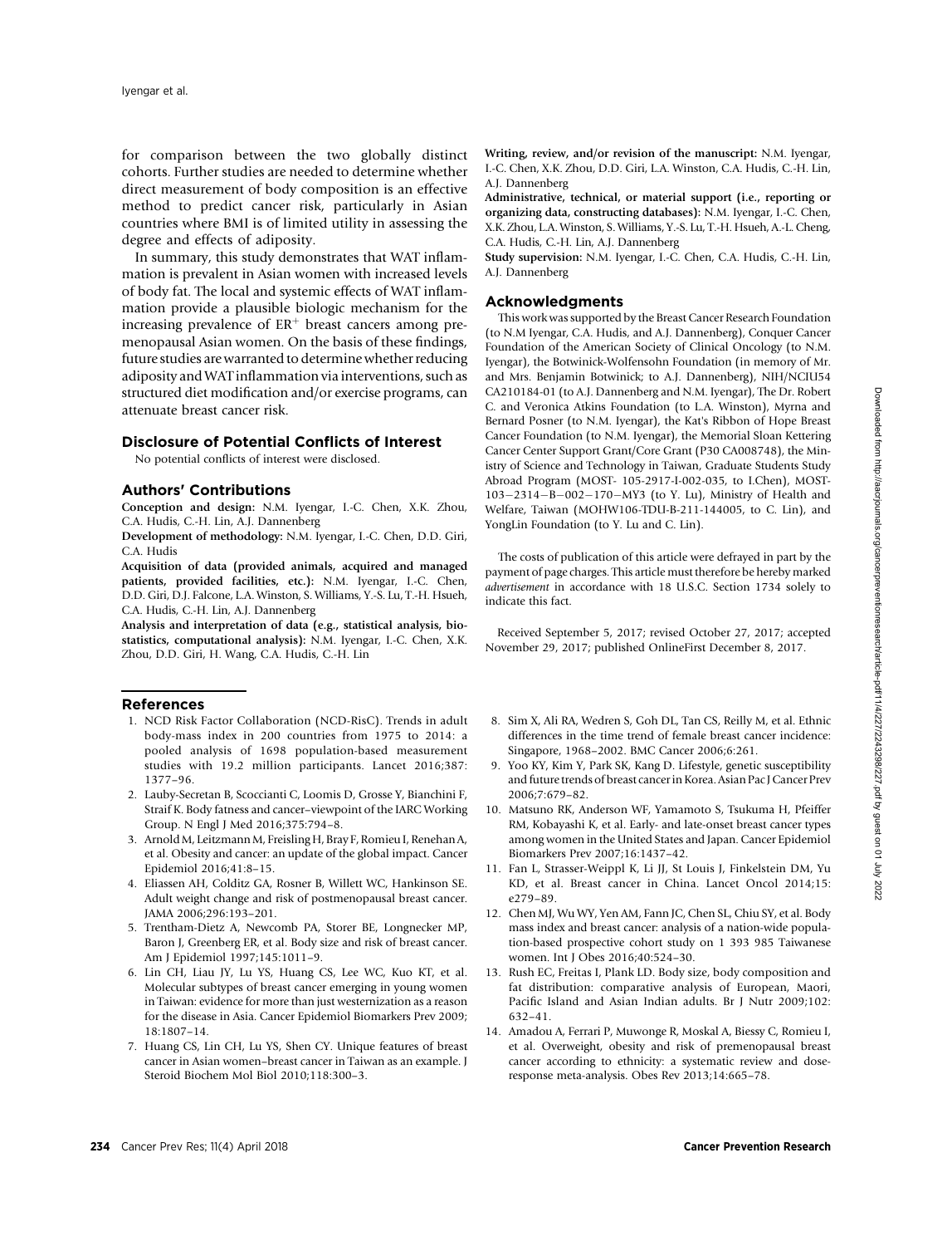for comparison between the two globally distinct cohorts. Further studies are needed to determine whether direct measurement of body composition is an effective method to predict cancer risk, particularly in Asian countries where BMI is of limited utility in assessing the degree and effects of adiposity.

In summary, this study demonstrates that WAT inflammation is prevalent in Asian women with increased levels of body fat. The local and systemic effects of WAT inflammation provide a plausible biologic mechanism for the increasing prevalence of $ER^+$ breast cancers among premenopausal Asian women. On the basis of these findings, future studies are warranted to determine whether reducing adiposity and WAT inflammation via interventions, such as structured diet modification and/or exercise programs, can attenuate breast cancer risk.

## Disclosure of Potential Conflicts of Interest

No potential conflicts of interest were disclosed.

## Authors' Contributions

**Conception and design:** N.M. Iyengar, I.-C. Chen, X.K. Zhou, C.A. Hudis, C.-H. Lin, A.J. Dannenberg

**Development of methodology:** N.M. Iyengar, I.-C. Chen, D.D. Giri, C.A. Hudis

**Acquisition of data (provided animals, acquired and managed patients, provided facilities, etc.):** N.M. Iyengar, I.-C. Chen, D.D. Giri, D.J. Falcone, L.A. Winston, S. Williams, Y.-S. Lu, T.-H. Hsueh, C.A. Hudis, C.-H. Lin, A.J. Dannenberg

**Analysis and interpretation of data (e.g., statistical analysis, biostatistics, computational analysis):** N.M. Iyengar, I.-C. Chen, X.K. Zhou, D.D. Giri, H. Wang, C.A. Hudis, C.-H. Lin

**Writing, review, and/or revision of the manuscript:** N.M. Iyengar, I.-C. Chen, X.K. Zhou, D.D. Giri, L.A. Winston, C.A. Hudis, C.-H. Lin, A.J. Dannenberg

**Administrative, technical, or material support (i.e., reporting or organizing data, constructing databases):** N.M. Iyengar, I.-C. Chen, X.K. Zhou, L.A. Winston, S. Williams, Y.-S. Lu, T.-H. Hsueh, A.-L. Cheng, C.A. Hudis, C.-H. Lin, A.J. Dannenberg

**Study supervision:** N.M. Iyengar, I.-C. Chen, C.A. Hudis, C.-H. Lin, A.J. Dannenberg

## Acknowledgments

This work was supported by the Breast Cancer Research Foundation (to N.M Iyengar, C.A. Hudis, and A.J. Dannenberg), Conquer Cancer Foundation of the American Society of Clinical Oncology (to N.M. Iyengar), the Botwinick-Wolfensohn Foundation (in memory of Mr. and Mrs. Benjamin Botwinick; to A.J. Dannenberg), NIH/NCIU54 CA210184-01 (to A.J. Dannenberg and N.M. Iyengar), The Dr. Robert C. and Veronica Atkins Foundation (to L.A. Winston), Myrna and Bernard Posner (to N.M. Iyengar), the Kat's Ribbon of Hope Breast Cancer Foundation (to N.M. Iyengar), the Memorial Sloan Kettering Cancer Center Support Grant/Core Grant (P30 CA008748), the Ministry of Science and Technology in Taiwan, Graduate Students Study Abroad Program (MOST- 105-2917-I-002-035, to I.Chen), MOST-103−2314−B−002−170−MY3 (to Y. Lu), Ministry of Health and Welfare, Taiwan (MOHW106-TDU-B-211-144005, to C. Lin), and YongLin Foundation (to Y. Lu and C. Lin).

The costs of publication of this article were defrayed in part by the payment of page charges. This article must therefore be hereby marked *advertisement* in accordance with 18 U.S.C. Section 1734 solely to indicate this fact.

Received September 5, 2017; revised October 27, 2017; accepted November 29, 2017; published OnlineFirst December 8, 2017.

## References

1. NCD Risk Factor Collaboration (NCD-RisC). Trends in adult body-mass index in 200 countries from 1975 to 2014: a pooled analysis of 1698 population-based measurement studies with 19.2 million participants. Lancet 2016;387: 1377–96.
2. Lauby-Secretan B, Scoccianti C, Loomis D, Grosse Y, Bianchini F, Straif K. Body fatness and cancer–viewpoint of the IARC Working Group. N Engl J Med 2016;375:794–8.
3. Arnold M, Leitzmann M, Freisling H, Bray F, Romieu I, Renehan A, et al. Obesity and cancer: an update of the global impact. Cancer Epidemiol 2016;41:8–15.
4. Eliassen AH, Colditz GA, Rosner B, Willett WC, Hankinson SE. Adult weight change and risk of postmenopausal breast cancer. JAMA 2006;296:193–201.
5. Trentham-Dietz A, Newcomb PA, Storer BE, Longnecker MP, Baron J, Greenberg ER, et al. Body size and risk of breast cancer. Am J Epidemiol 1997;145:1011–9.
6. Lin CH, Liau JY, Lu YS, Huang CS, Lee WC, Kuo KT, et al. Molecular subtypes of breast cancer emerging in young women in Taiwan: evidence for more than just westernization as a reason for the disease in Asia. Cancer Epidemiol Biomarkers Prev 2009; 18:1807–14.
7. Huang CS, Lin CH, Lu YS, Shen CY. Unique features of breast cancer in Asian women–breast cancer in Taiwan as an example. J Steroid Biochem Mol Biol 2010;118:300–3.
8. Sim X, Ali RA, Wedren S, Goh DL, Tan CS, Reilly M, et al. Ethnic differences in the time trend of female breast cancer incidence: Singapore, 1968–2002. BMC Cancer 2006;6:261.
9. Yoo KY, Kim Y, Park SK, Kang D. Lifestyle, genetic susceptibility and future trends of breast cancer in Korea. Asian Pac J Cancer Prev 2006;7:679–82.
10. Matsuno RK, Anderson WF, Yamamoto S, Tsukuma H, Pfeiffer RM, Kobayashi K, et al. Early- and late-onset breast cancer types among women in the United States and Japan. Cancer Epidemiol Biomarkers Prev 2007;16:1437–42.
11. Fan L, Strasser-Weippl K, Li JJ, St Louis J, Finkelstein DM, Yu KD, et al. Breast cancer in China. Lancet Oncol 2014;15: e279–89.
12. Chen MJ, Wu WY, Yen AM, Fann JC, Chen SL, Chiu SY, et al. Body mass index and breast cancer: analysis of a nation-wide population-based prospective cohort study on 1 393 985 Taiwanese women. Int J Obes 2016;40:524–30.
13. Rush EC, Freitas I, Plank LD. Body size, body composition and fat distribution: comparative analysis of European, Maori, Pacific Island and Asian Indian adults. Br J Nutr 2009;102: 632–41.
14. Amadou A, Ferrari P, Muwonge R, Moskal A, Biessy C, Romieu I, et al. Overweight, obesity and risk of premenopausal breast cancer according to ethnicity: a systematic review and dose-response meta-analysis. Obes Rev 2013;14:665–78.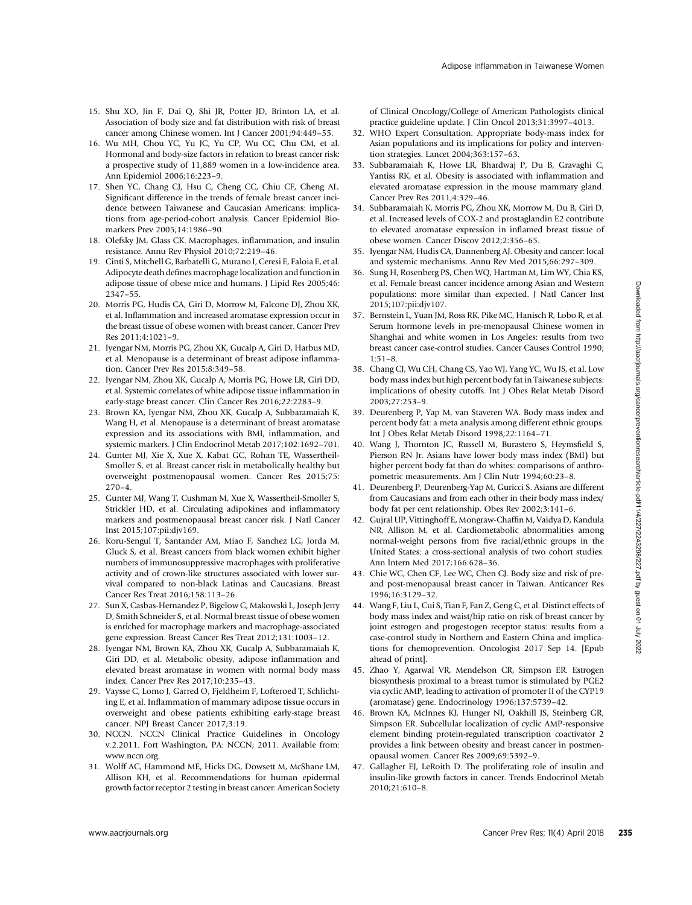15. Shu XO, Jin F, Dai Q, Shi JR, Potter JD, Brinton LA, et al. Association of body size and fat distribution with risk of breast cancer among Chinese women. Int J Cancer 2001;94:449–55.
16. Wu MH, Chou YC, Yu JC, Yu CP, Wu CC, Chu CM, et al. Hormonal and body-size factors in relation to breast cancer risk: a prospective study of 11,889 women in a low-incidence area. Ann Epidemiol 2006;16:223–9.
17. Shen YC, Chang CJ, Hsu C, Cheng CC, Chiu CF, Cheng AL. Significant difference in the trends of female breast cancer incidence between Taiwanese and Caucasian Americans: implications from age-period-cohort analysis. Cancer Epidemiol Biomarkers Prev 2005;14:1986–90.
18. Olefsky JM, Glass CK. Macrophages, inflammation, and insulin resistance. Annu Rev Physiol 2010;72:219–46.
19. Cinti S, Mitchell G, Barbatelli G, Murano I, Ceresi E, Faloia E, et al. Adipocyte death defines macrophage localization and function in adipose tissue of obese mice and humans. J Lipid Res 2005;46:2347–55.
20. Morris PG, Hudis CA, Giri D, Morrow M, Falcone DJ, Zhou XK, et al. Inflammation and increased aromatase expression occur in the breast tissue of obese women with breast cancer. Cancer Prev Res 2011;4:1021–9.
21. Iyengar NM, Morris PG, Zhou XK, Gucalp A, Giri D, Harbus MD, et al. Menopause is a determinant of breast adipose inflammation. Cancer Prev Res 2015;8:349–58.
22. Iyengar NM, Zhou XK, Gucalp A, Morris PG, Howe LR, Giri DD, et al. Systemic correlates of white adipose tissue inflammation in early-stage breast cancer. Clin Cancer Res 2016;22:2283–9.
23. Brown KA, Iyengar NM, Zhou XK, Gucalp A, Subbaramaiah K, Wang H, et al. Menopause is a determinant of breast aromatase expression and its associations with BMI, inflammation, and systemic markers. J Clin Endocrinol Metab 2017;102:1692–701.
24. Gunter MJ, Xie X, Xue X, Kabat GC, Rohan TE, Wassertheil-Smoller S, et al. Breast cancer risk in metabolically healthy but overweight postmenopausal women. Cancer Res 2015;75:270–4.
25. Gunter MJ, Wang T, Cushman M, Xue X, Wassertheil-Smoller S, Strickler HD, et al. Circulating adipokines and inflammatory markers and postmenopausal breast cancer risk. J Natl Cancer Inst 2015;107:pii:djv169.
26. Koru-Sengul T, Santander AM, Miao F, Sanchez LG, Jorda M, Gluck S, et al. Breast cancers from black women exhibit higher numbers of immunosuppressive macrophages with proliferative activity and of crown-like structures associated with lower survival compared to non-black Latinas and Caucasians. Breast Cancer Res Treat 2016;158:113–26.
27. Sun X, Casbas-Hernandez P, Bigelow C, Makowski L, Joseph Jerry D, Smith Schneider S, et al. Normal breast tissue of obese women is enriched for macrophage markers and macrophage-associated gene expression. Breast Cancer Res Treat 2012;131:1003–12.
28. Iyengar NM, Brown KA, Zhou XK, Gucalp A, Subbaramaiah K, Giri DD, et al. Metabolic obesity, adipose inflammation and elevated breast aromatase in women with normal body mass index. Cancer Prev Res 2017;10:235–43.
29. Vaysse C, Lomo J, Garred O, Fjeldheim F, Lofteroed T, Schlichting E, et al. Inflammation of mammary adipose tissue occurs in overweight and obese patients exhibiting early-stage breast cancer. NPJ Breast Cancer 2017;3:19.
30. NCCN. NCCN Clinical Practice Guidelines in Oncology v.2.2011. Fort Washington, PA: NCCN; 2011. Available from: www.nccn.org.
31. Wolff AC, Hammond ME, Hicks DG, Dowsett M, McShane LM, Allison KH, et al. Recommendations for human epidermal growth factor receptor 2 testing in breast cancer: American Society of Clinical Oncology/College of American Pathologists clinical practice guideline update. J Clin Oncol 2013;31:3997–4013.
32. WHO Expert Consultation. Appropriate body-mass index for Asian populations and its implications for policy and intervention strategies. Lancet 2004;363:157–63.
33. Subbaramaiah K, Howe LR, Bhardwaj P, Du B, Gravaghi C, Yantiss RK, et al. Obesity is associated with inflammation and elevated aromatase expression in the mouse mammary gland. Cancer Prev Res 2011;4:329–46.
34. Subbaramaiah K, Morris PG, Zhou XK, Morrow M, Du B, Giri D, et al. Increased levels of COX-2 and prostaglandin E2 contribute to elevated aromatase expression in inflamed breast tissue of obese women. Cancer Discov 2012;2:356–65.
35. Iyengar NM, Hudis CA, Dannenberg AJ. Obesity and cancer: local and systemic mechanisms. Annu Rev Med 2015;66:297–309.
36. Sung H, Rosenberg PS, Chen WQ, Hartman M, Lim WY, Chia KS, et al. Female breast cancer incidence among Asian and Western populations: more similar than expected. J Natl Cancer Inst 2015;107:pii:djv107.
37. Bernstein L, Yuan JM, Ross RK, Pike MC, Hanisch R, Lobo R, et al. Serum hormone levels in pre-menopausal Chinese women in Shanghai and white women in Los Angeles: results from two breast cancer case-control studies. Cancer Causes Control 1990;1:51–8.
38. Chang CJ, Wu CH, Chang CS, Yao WJ, Yang YC, Wu JS, et al. Low body mass index but high percent body fat in Taiwanese subjects: implications of obesity cutoffs. Int J Obes Relat Metab Disord 2003;27:253–9.
39. Deurenberg P, Yap M, van Staveren WA. Body mass index and percent body fat: a meta analysis among different ethnic groups. Int J Obes Relat Metab Disord 1998;22:1164–71.
40. Wang J, Thornton JC, Russell M, Burastero S, Heymsfield S, Pierson RN Jr. Asians have lower body mass index (BMI) but higher percent body fat than do whites: comparisons of anthropometric measurements. Am J Clin Nutr 1994;60:23–8.
41. Deurenberg P, Deurenberg-Yap M, Guricci S. Asians are different from Caucasians and from each other in their body mass index/body fat per cent relationship. Obes Rev 2002;3:141–6.
42. Gujral UP, Vittinghoff E, Mongraw-Chaffin M, Vaidya D, Kandula NR, Allison M, et al. Cardiometabolic abnormalities among normal-weight persons from five racial/ethnic groups in the United States: a cross-sectional analysis of two cohort studies. Ann Intern Med 2017;166:628–36.
43. Chie WC, Chen CF, Lee WC, Chen CJ. Body size and risk of pre- and post-menopausal breast cancer in Taiwan. Anticancer Res 1996;16:3129–32.
44. Wang F, Liu L, Cui S, Tian F, Fan Z, Geng C, et al. Distinct effects of body mass index and waist/hip ratio on risk of breast cancer by joint estrogen and progestogen receptor status: results from a case-control study in Northern and Eastern China and implications for chemoprevention. Oncologist 2017 Sep 14. [Epub ahead of print].
45. Zhao Y, Agarwal VR, Mendelson CR, Simpson ER. Estrogen biosynthesis proximal to a breast tumor is stimulated by PGE2 via cyclic AMP, leading to activation of promoter II of the CYP19 (aromatase) gene. Endocrinology 1996;137:5739–42.
46. Brown KA, McInnes KJ, Hunger NI, Oakhill JS, Steinberg GR, Simpson ER. Subcellular localization of cyclic AMP-responsive element binding protein-regulated transcription coactivator 2 provides a link between obesity and breast cancer in postmenopausal women. Cancer Res 2009;69:5392–9.
47. Gallagher EJ, LeRoith D. The proliferating role of insulin and insulin-like growth factors in cancer. Trends Endocrinol Metab 2010;21:610–8.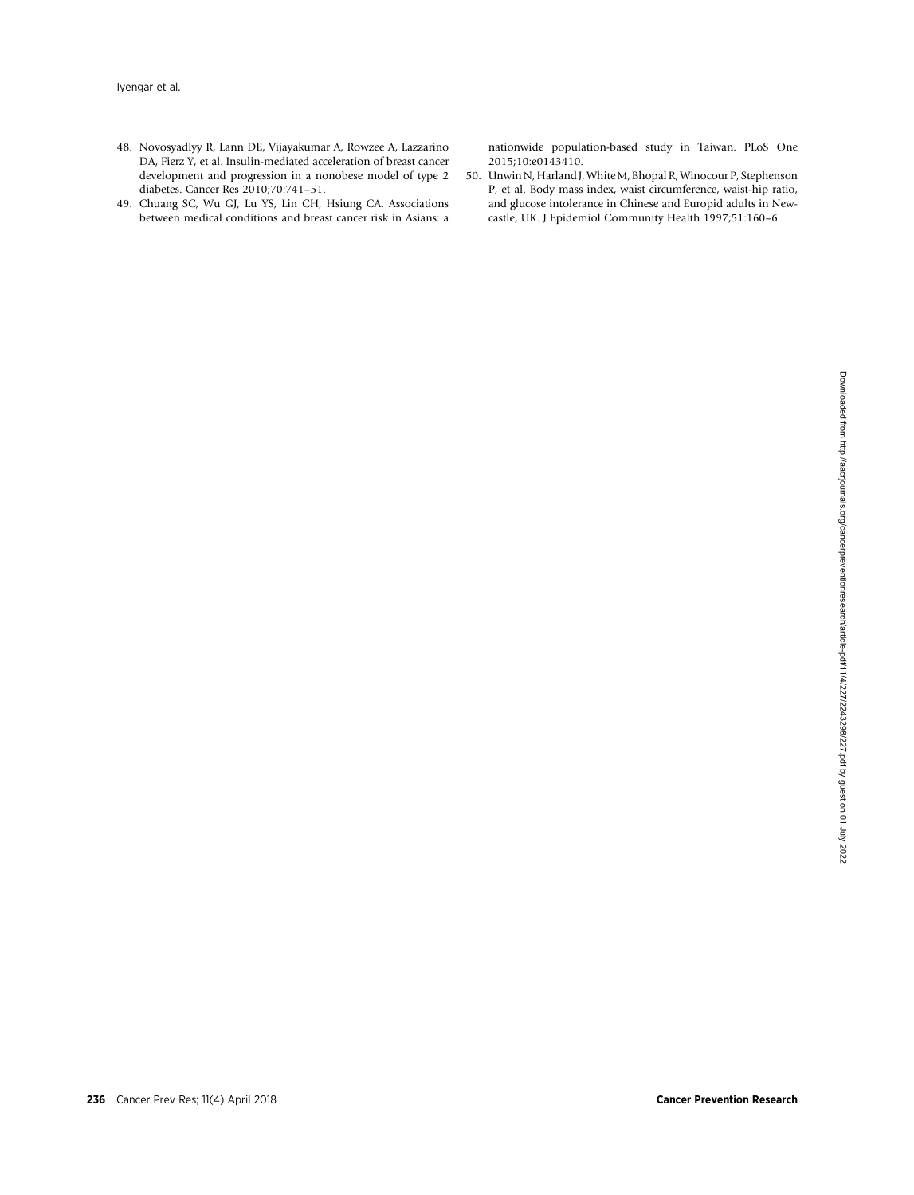48. Novosyadlyy R, Lann DE, Vijayakumar A, Rowzee A, Lazzarino DA, Fierz Y, et al. Insulin-mediated acceleration of breast cancer development and progression in a nonobese model of type 2 diabetes. Cancer Res 2010;70:741–51.
49. Chuang SC, Wu GJ, Lu YS, Lin CH, Hsiung CA. Associations between medical conditions and breast cancer risk in Asians: a nationwide population-based study in Taiwan. PLoS One 2015;10:e0143410.
50. Unwin N, Harland J, White M, Bhopal R, Winocour P, Stephenson P, et al. Body mass index, waist circumference, waist-hip ratio, and glucose intolerance in Chinese and Europid adults in Newcastle, UK. J Epidemiol Community Health 1997;51:160–6.